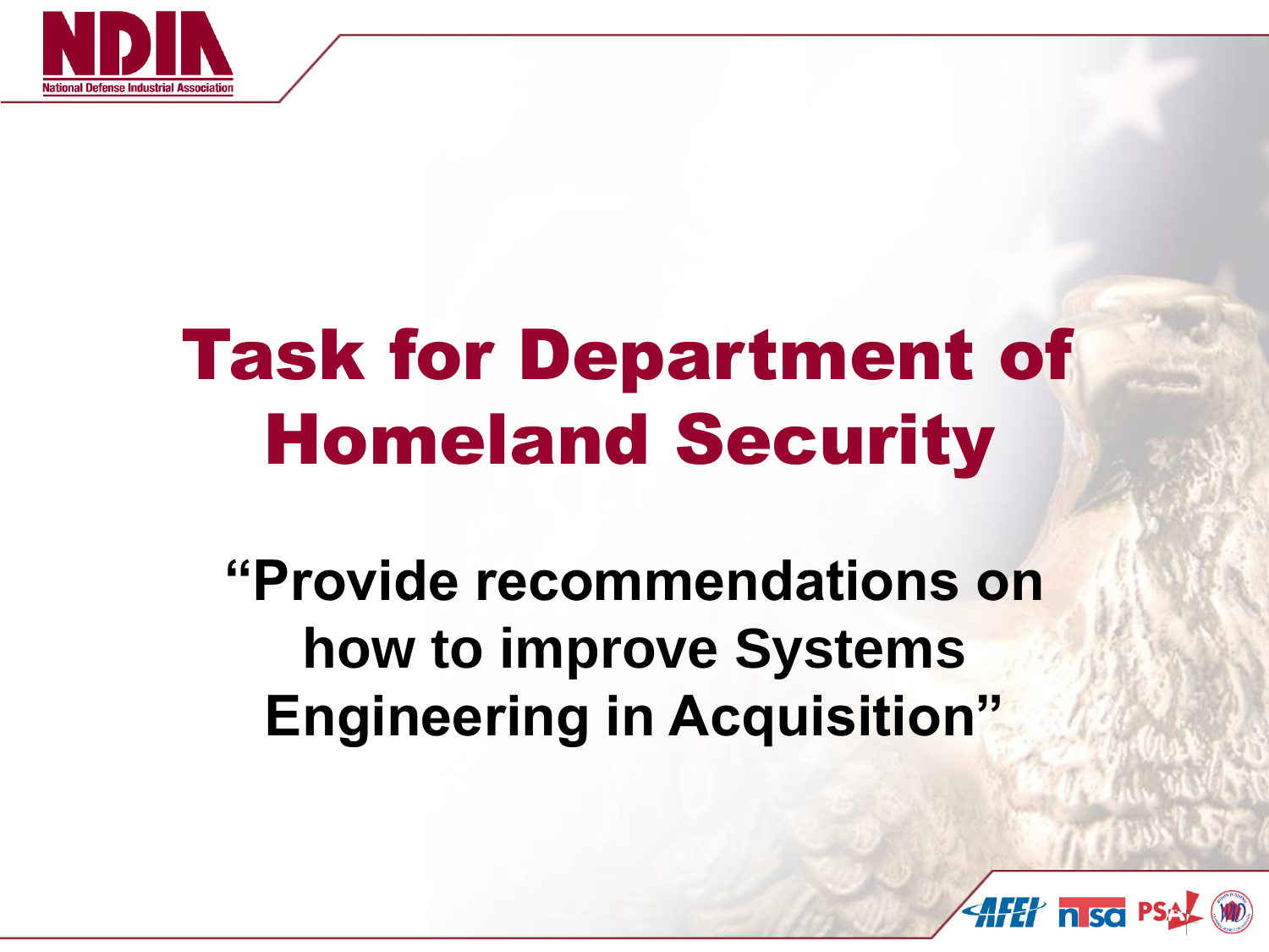# Task for Department of Homeland Security

**"Provide recommendations on how to improve Systems Engineering in Acquisition"**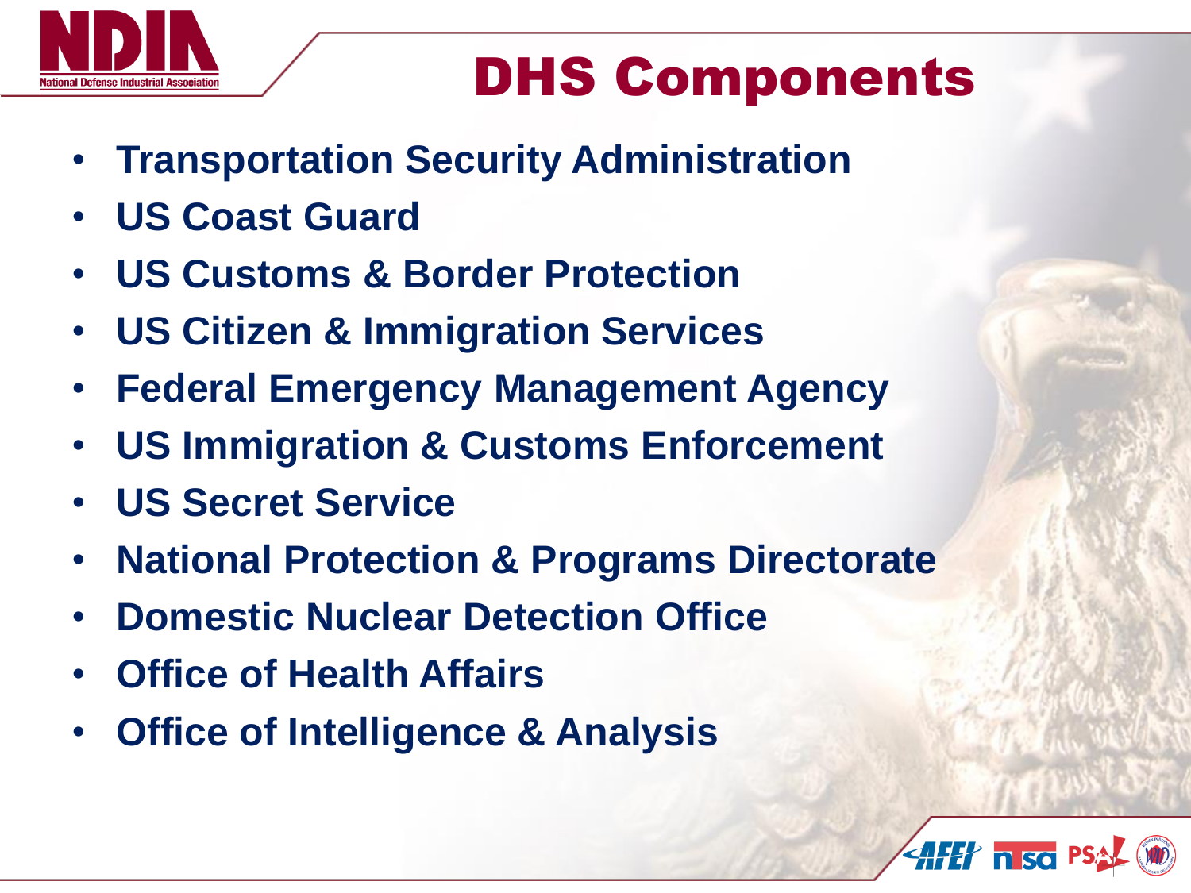# DHS Components

- Transportation Security Administration
- US Coast Guard
- US Customs & Border Protection
- US Citizen & Immigration Services
- Federal Emergency Management Agency
- US Immigration & Customs Enforcement
- US Secret Service
- National Protection & Programs Directorate
- Domestic Nuclear Detection Office
- Office of Health Affairs
- Office of Intelligence & Analysis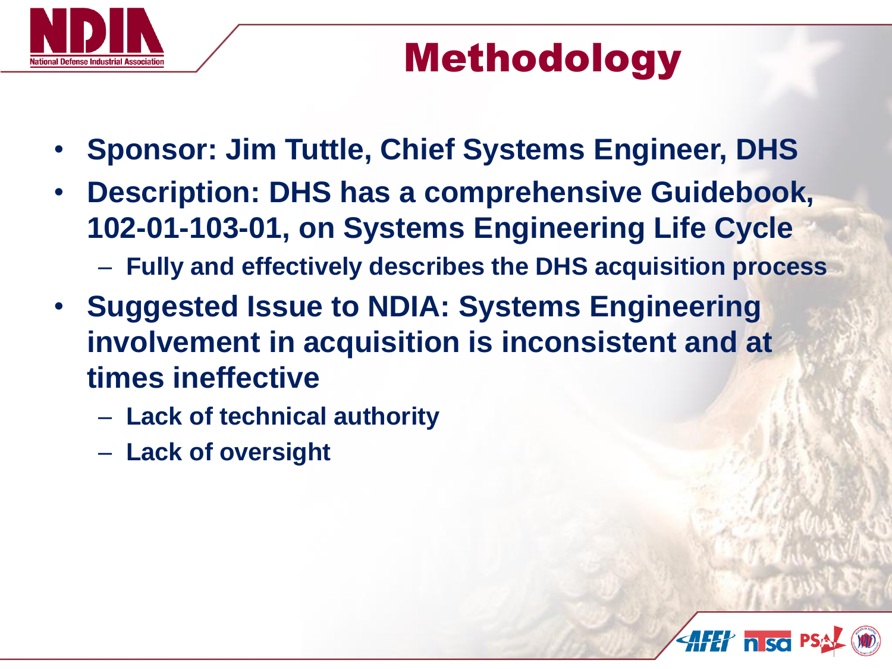# Methodology

- **Sponsor: Jim Tuttle, Chief Systems Engineer, DHS**
- **Description: DHS has a comprehensive Guidebook, 102-01-103-01, on Systems Engineering Life Cycle**
  - **Fully and effectively describes the DHS acquisition process**
- **Suggested Issue to NDIA: Systems Engineering involvement in acquisition is inconsistent and at times ineffective**
  - **Lack of technical authority**
  - **Lack of oversight**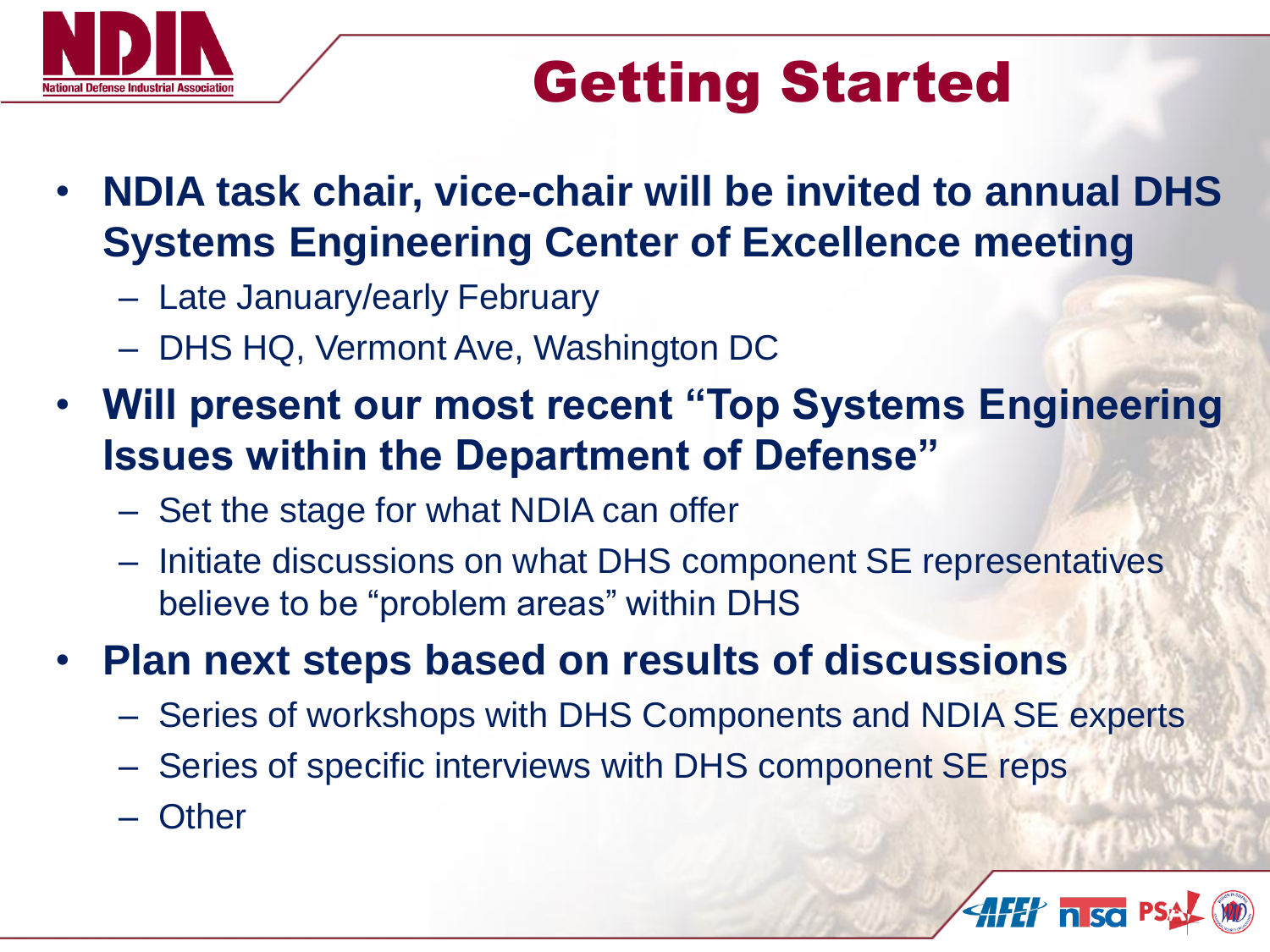# Getting Started

- **NDIA task chair, vice-chair will be invited to annual DHS Systems Engineering Center of Excellence meeting**
  - Late January/early February
  - DHS HQ, Vermont Ave, Washington DC
- **Will present our most recent "Top Systems Engineering Issues within the Department of Defense"**
  - Set the stage for what NDIA can offer
  - Initiate discussions on what DHS component SE representatives believe to be "problem areas" within DHS
- **Plan next steps based on results of discussions**
  - Series of workshops with DHS Components and NDIA SE experts
  - Series of specific interviews with DHS component SE reps
  - Other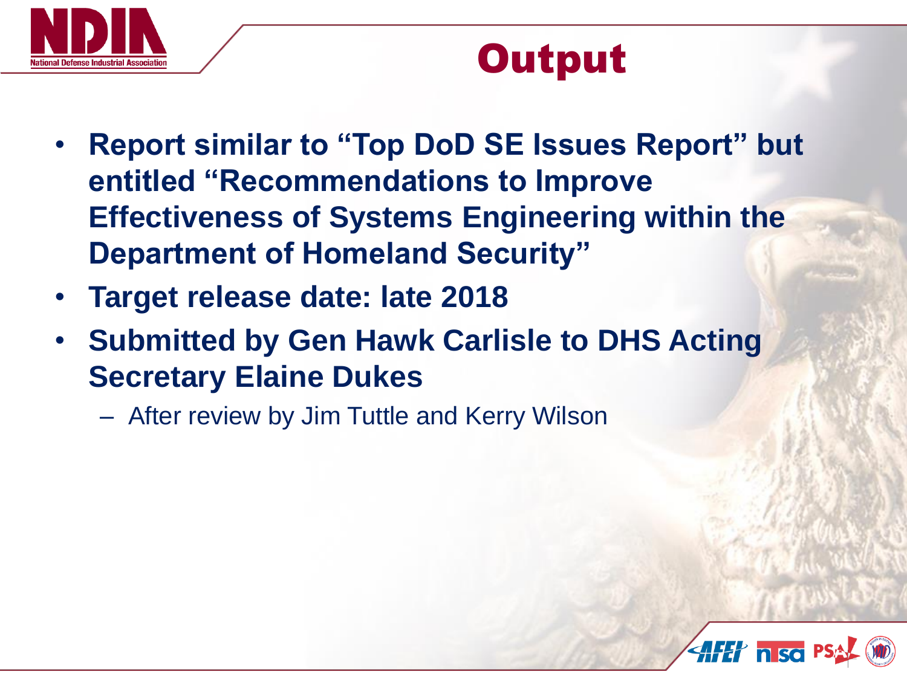# Output

- **Report similar to "Top DoD SE Issues Report" but entitled "Recommendations to Improve Effectiveness of Systems Engineering within the Department of Homeland Security"**
- **Target release date: late 2018**
- **Submitted by Gen Hawk Carlisle to DHS Acting Secretary Elaine Dukes**
  - After review by Jim Tuttle and Kerry Wilson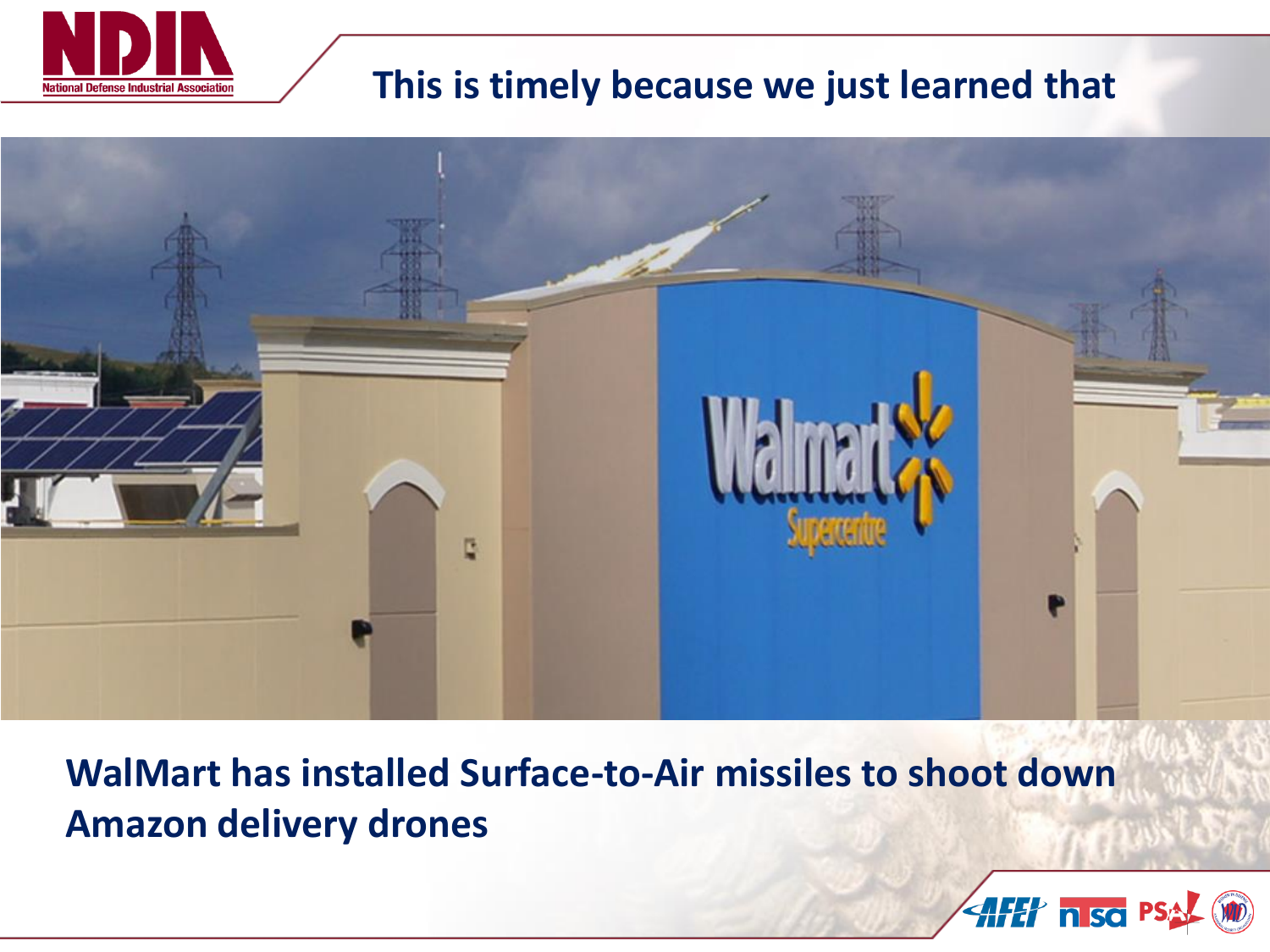## This is timely because we just learned that

**WalMart has installed Surface-to-Air missiles to shoot down Amazon delivery drones**